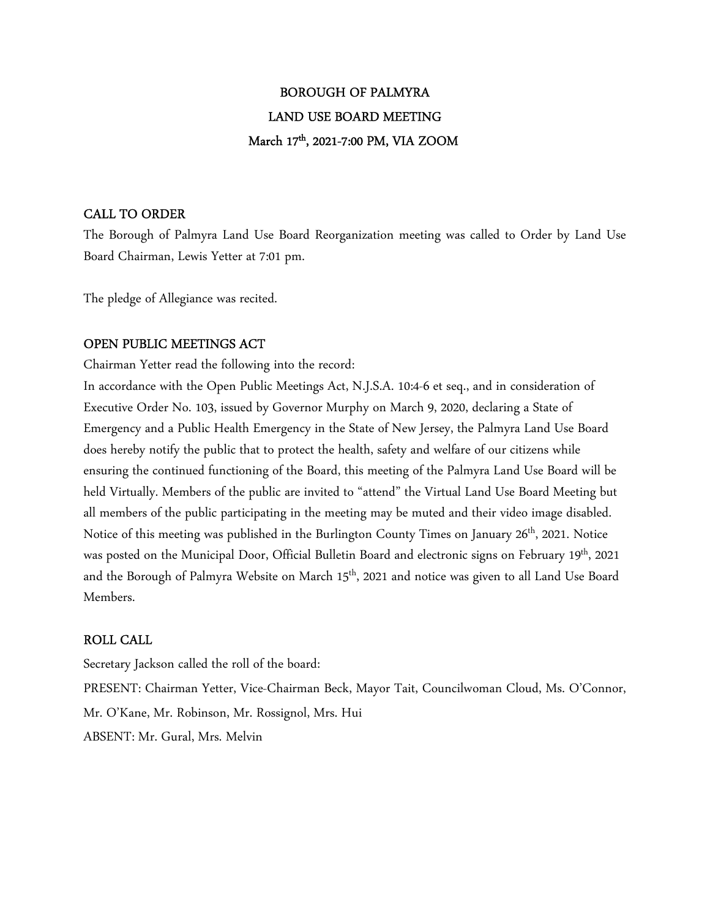# BOROUGH OF PALMYRA
# LAND USE BOARD MEETING
# March 17th, 2021-7:00 PM, VIA ZOOM

## CALL TO ORDER

The Borough of Palmyra Land Use Board Reorganization meeting was called to Order by Land Use Board Chairman, Lewis Yetter at 7:01 pm.

The pledge of Allegiance was recited.

## OPEN PUBLIC MEETINGS ACT

Chairman Yetter read the following into the record:

In accordance with the Open Public Meetings Act, N.J.S.A. 10:4-6 et seq., and in consideration of Executive Order No. 103, issued by Governor Murphy on March 9, 2020, declaring a State of Emergency and a Public Health Emergency in the State of New Jersey, the Palmyra Land Use Board does hereby notify the public that to protect the health, safety and welfare of our citizens while ensuring the continued functioning of the Board, this meeting of the Palmyra Land Use Board will be held Virtually. Members of the public are invited to "attend" the Virtual Land Use Board Meeting but all members of the public participating in the meeting may be muted and their video image disabled. Notice of this meeting was published in the Burlington County Times on January 26th, 2021. Notice was posted on the Municipal Door, Official Bulletin Board and electronic signs on February 19th, 2021 and the Borough of Palmyra Website on March 15th, 2021 and notice was given to all Land Use Board Members.

## ROLL CALL

Secretary Jackson called the roll of the board:

PRESENT: Chairman Yetter, Vice-Chairman Beck, Mayor Tait, Councilwoman Cloud, Ms. O'Connor, Mr. O'Kane, Mr. Robinson, Mr. Rossignol, Mrs. Hui

ABSENT: Mr. Gural, Mrs. Melvin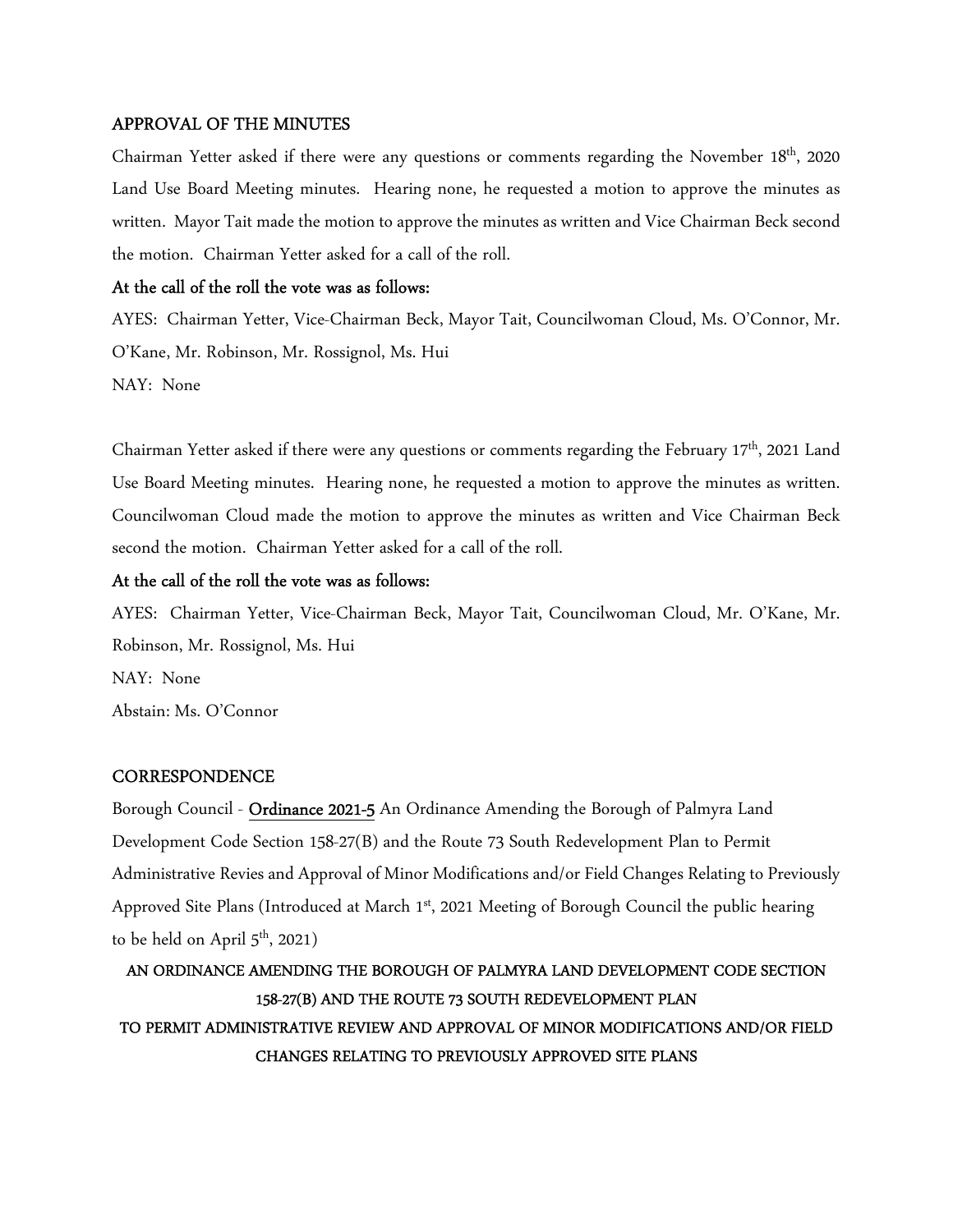## APPROVAL OF THE MINUTES

Chairman Yetter asked if there were any questions or comments regarding the November 18th, 2020 Land Use Board Meeting minutes. Hearing none, he requested a motion to approve the minutes as written. Mayor Tait made the motion to approve the minutes as written and Vice Chairman Beck second the motion. Chairman Yetter asked for a call of the roll.

**At the call of the roll the vote was as follows:**

AYES: Chairman Yetter, Vice-Chairman Beck, Mayor Tait, Councilwoman Cloud, Ms. O'Connor, Mr. O'Kane, Mr. Robinson, Mr. Rossignol, Ms. Hui

NAY: None

Chairman Yetter asked if there were any questions or comments regarding the February 17th, 2021 Land Use Board Meeting minutes. Hearing none, he requested a motion to approve the minutes as written. Councilwoman Cloud made the motion to approve the minutes as written and Vice Chairman Beck second the motion. Chairman Yetter asked for a call of the roll.

**At the call of the roll the vote was as follows:**

AYES: Chairman Yetter, Vice-Chairman Beck, Mayor Tait, Councilwoman Cloud, Mr. O'Kane, Mr. Robinson, Mr. Rossignol, Ms. Hui

NAY: None

Abstain: Ms. O'Connor

## CORRESPONDENCE

Borough Council - **Ordinance 2021-5** An Ordinance Amending the Borough of Palmyra Land Development Code Section 158-27(B) and the Route 73 South Redevelopment Plan to Permit Administrative Revies and Approval of Minor Modifications and/or Field Changes Relating to Previously Approved Site Plans (Introduced at March 1st, 2021 Meeting of Borough Council the public hearing to be held on April 5th, 2021)

**AN ORDINANCE AMENDING THE BOROUGH OF PALMYRA LAND DEVELOPMENT CODE SECTION 158-27(B) AND THE ROUTE 73 SOUTH REDEVELOPMENT PLAN TO PERMIT ADMINISTRATIVE REVIEW AND APPROVAL OF MINOR MODIFICATIONS AND/OR FIELD CHANGES RELATING TO PREVIOUSLY APPROVED SITE PLANS**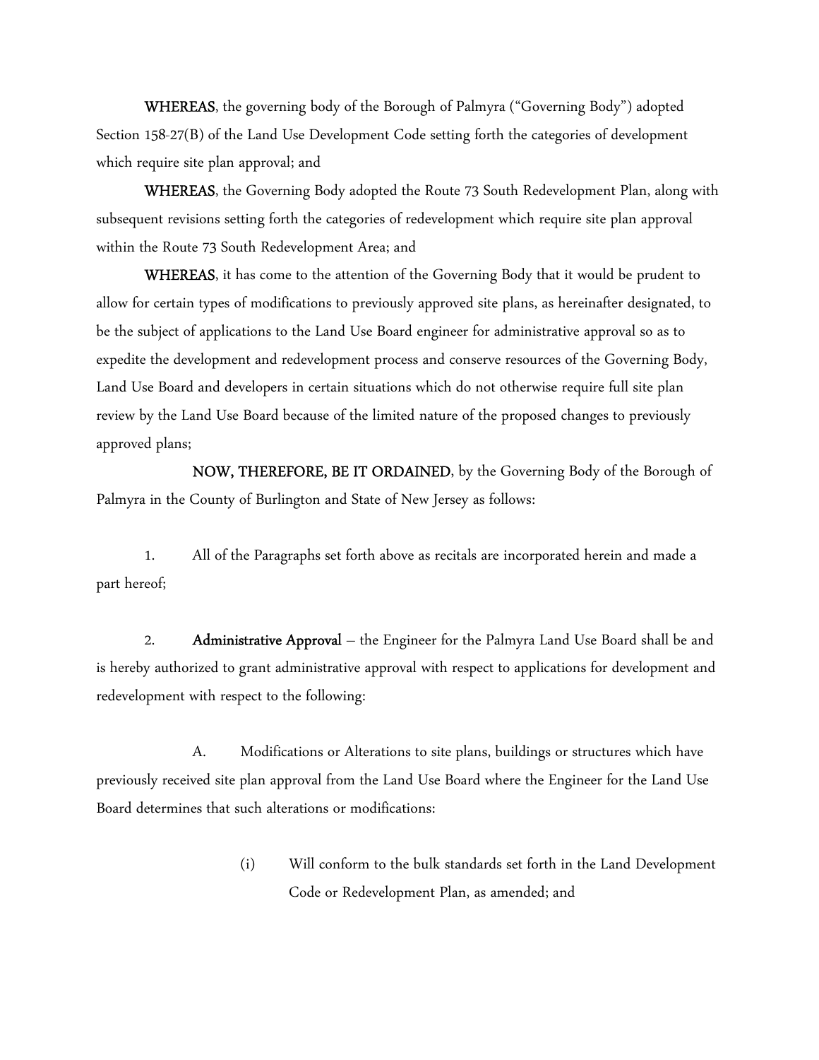**WHEREAS**, the governing body of the Borough of Palmyra ("Governing Body") adopted Section 158-27(B) of the Land Use Development Code setting forth the categories of development which require site plan approval; and

**WHEREAS**, the Governing Body adopted the Route 73 South Redevelopment Plan, along with subsequent revisions setting forth the categories of redevelopment which require site plan approval within the Route 73 South Redevelopment Area; and

**WHEREAS**, it has come to the attention of the Governing Body that it would be prudent to allow for certain types of modifications to previously approved site plans, as hereinafter designated, to be the subject of applications to the Land Use Board engineer for administrative approval so as to expedite the development and redevelopment process and conserve resources of the Governing Body, Land Use Board and developers in certain situations which do not otherwise require full site plan review by the Land Use Board because of the limited nature of the proposed changes to previously approved plans;

**NOW, THEREFORE, BE IT ORDAINED**, by the Governing Body of the Borough of Palmyra in the County of Burlington and State of New Jersey as follows:

1. All of the Paragraphs set forth above as recitals are incorporated herein and made a part hereof;

2. **Administrative Approval** – the Engineer for the Palmyra Land Use Board shall be and is hereby authorized to grant administrative approval with respect to applications for development and redevelopment with respect to the following:

   A. Modifications or Alterations to site plans, buildings or structures which have previously received site plan approval from the Land Use Board where the Engineer for the Land Use Board determines that such alterations or modifications:

      (i) Will conform to the bulk standards set forth in the Land Development Code or Redevelopment Plan, as amended; and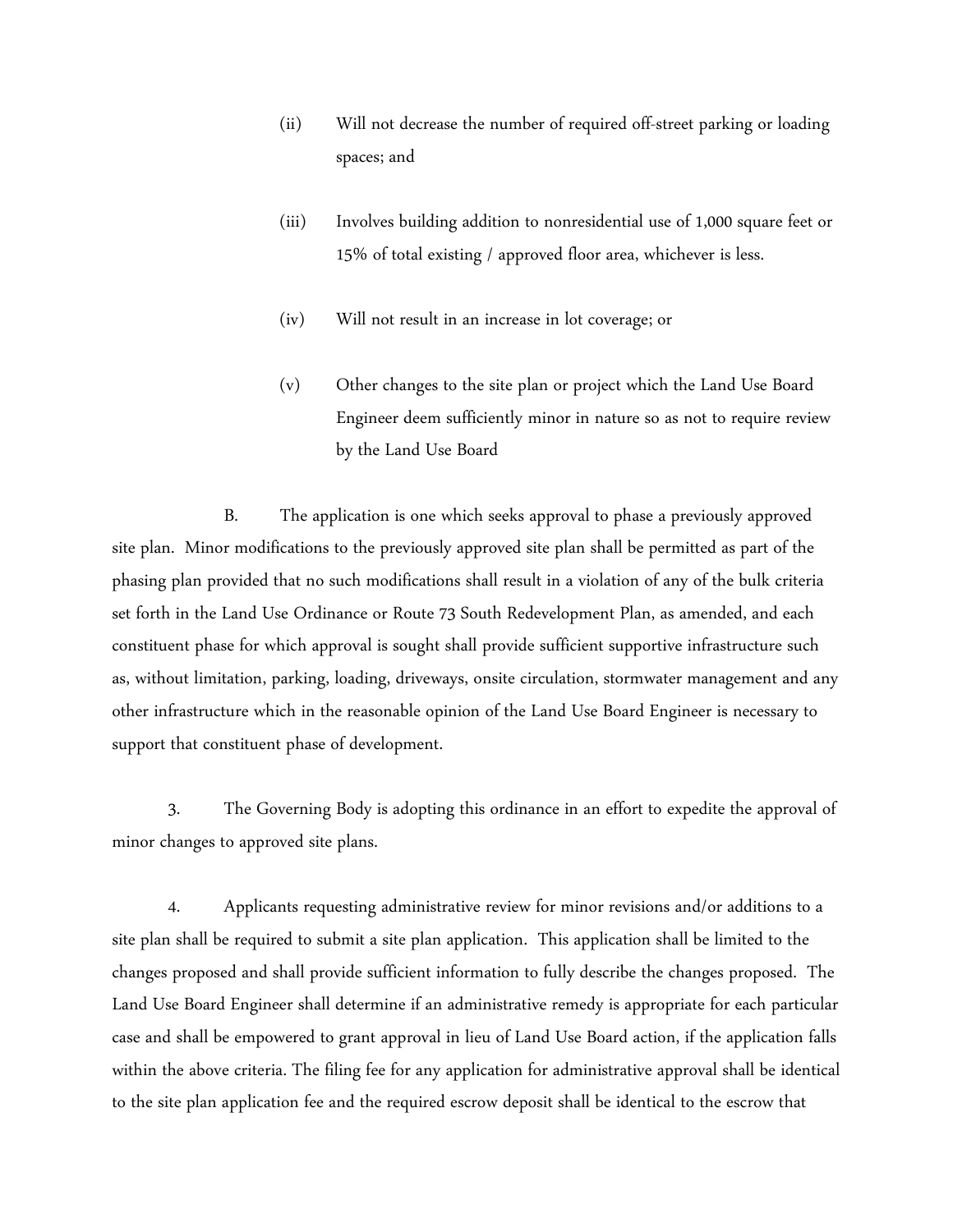(ii) Will not decrease the number of required off-street parking or loading spaces; and

(iii) Involves building addition to nonresidential use of 1,000 square feet or 15% of total existing / approved floor area, whichever is less.

(iv) Will not result in an increase in lot coverage; or

(v) Other changes to the site plan or project which the Land Use Board Engineer deem sufficiently minor in nature so as not to require review by the Land Use Board

B. The application is one which seeks approval to phase a previously approved site plan. Minor modifications to the previously approved site plan shall be permitted as part of the phasing plan provided that no such modifications shall result in a violation of any of the bulk criteria set forth in the Land Use Ordinance or Route 73 South Redevelopment Plan, as amended, and each constituent phase for which approval is sought shall provide sufficient supportive infrastructure such as, without limitation, parking, loading, driveways, onsite circulation, stormwater management and any other infrastructure which in the reasonable opinion of the Land Use Board Engineer is necessary to support that constituent phase of development.

3. The Governing Body is adopting this ordinance in an effort to expedite the approval of minor changes to approved site plans.

4. Applicants requesting administrative review for minor revisions and/or additions to a site plan shall be required to submit a site plan application. This application shall be limited to the changes proposed and shall provide sufficient information to fully describe the changes proposed. The Land Use Board Engineer shall determine if an administrative remedy is appropriate for each particular case and shall be empowered to grant approval in lieu of Land Use Board action, if the application falls within the above criteria. The filing fee for any application for administrative approval shall be identical to the site plan application fee and the required escrow deposit shall be identical to the escrow that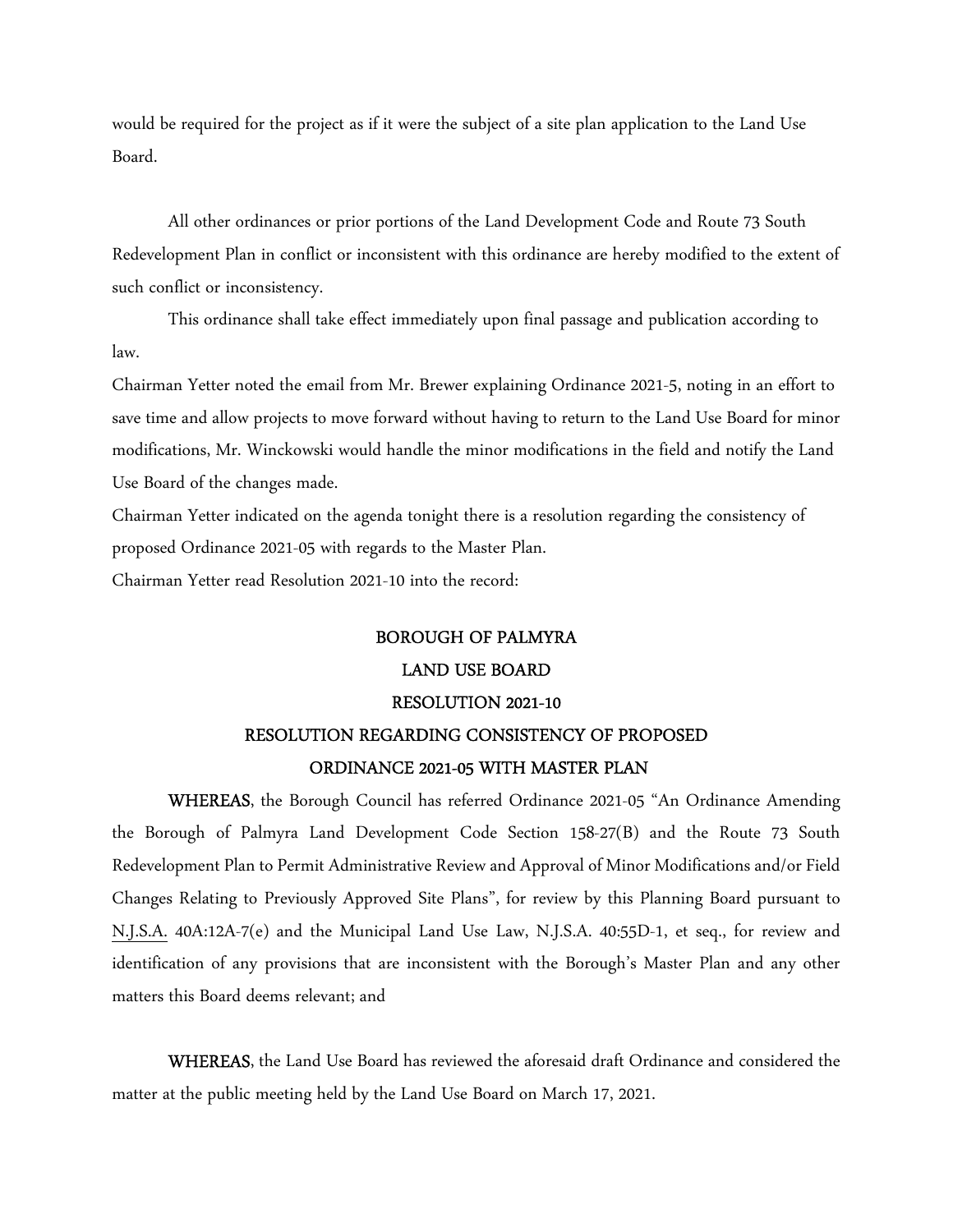would be required for the project as if it were the subject of a site plan application to the Land Use Board.

All other ordinances or prior portions of the Land Development Code and Route 73 South Redevelopment Plan in conflict or inconsistent with this ordinance are hereby modified to the extent of such conflict or inconsistency.

This ordinance shall take effect immediately upon final passage and publication according to law.

Chairman Yetter noted the email from Mr. Brewer explaining Ordinance 2021-5, noting in an effort to save time and allow projects to move forward without having to return to the Land Use Board for minor modifications, Mr. Winckowski would handle the minor modifications in the field and notify the Land Use Board of the changes made.

Chairman Yetter indicated on the agenda tonight there is a resolution regarding the consistency of proposed Ordinance 2021-05 with regards to the Master Plan.

Chairman Yetter read Resolution 2021-10 into the record:

**BOROUGH OF PALMYRA**

**LAND USE BOARD**

**RESOLUTION 2021-10**

**RESOLUTION REGARDING CONSISTENCY OF PROPOSED ORDINANCE 2021-05 WITH MASTER PLAN**

**WHEREAS**, the Borough Council has referred Ordinance 2021-05 "An Ordinance Amending the Borough of Palmyra Land Development Code Section 158-27(B) and the Route 73 South Redevelopment Plan to Permit Administrative Review and Approval of Minor Modifications and/or Field Changes Relating to Previously Approved Site Plans", for review by this Planning Board pursuant to N.J.S.A. 40A:12A-7(e) and the Municipal Land Use Law, N.J.S.A. 40:55D-1, et seq., for review and identification of any provisions that are inconsistent with the Borough's Master Plan and any other matters this Board deems relevant; and

**WHEREAS**, the Land Use Board has reviewed the aforesaid draft Ordinance and considered the matter at the public meeting held by the Land Use Board on March 17, 2021.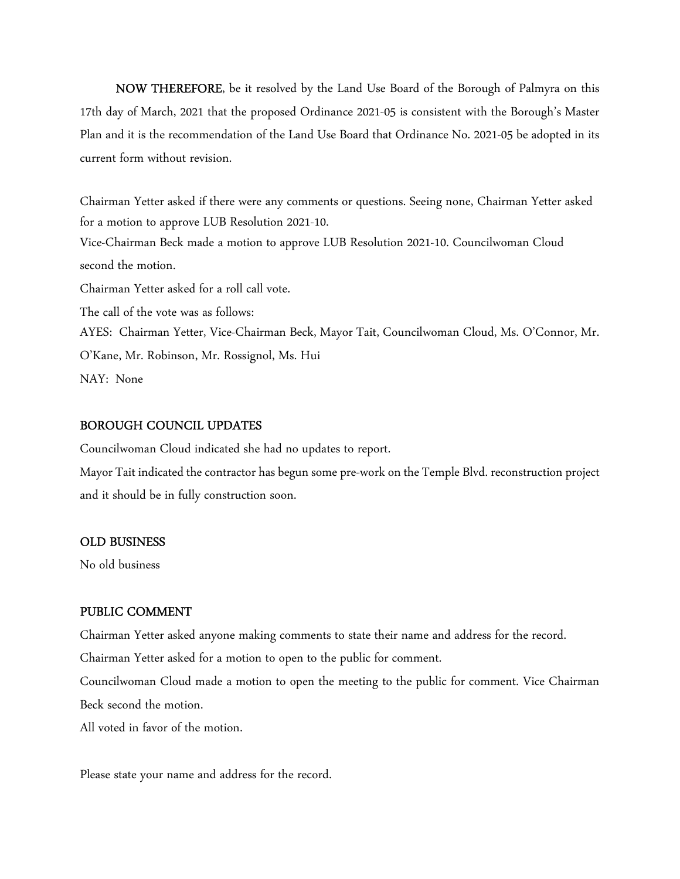**NOW THEREFORE**, be it resolved by the Land Use Board of the Borough of Palmyra on this 17th day of March, 2021 that the proposed Ordinance 2021-05 is consistent with the Borough's Master Plan and it is the recommendation of the Land Use Board that Ordinance No. 2021-05 be adopted in its current form without revision.

Chairman Yetter asked if there were any comments or questions. Seeing none, Chairman Yetter asked for a motion to approve LUB Resolution 2021-10.

Vice-Chairman Beck made a motion to approve LUB Resolution 2021-10. Councilwoman Cloud second the motion.

Chairman Yetter asked for a roll call vote.

The call of the vote was as follows:

AYES: Chairman Yetter, Vice-Chairman Beck, Mayor Tait, Councilwoman Cloud, Ms. O'Connor, Mr. O'Kane, Mr. Robinson, Mr. Rossignol, Ms. Hui

NAY: None

**BOROUGH COUNCIL UPDATES**

Councilwoman Cloud indicated she had no updates to report.

Mayor Tait indicated the contractor has begun some pre-work on the Temple Blvd. reconstruction project and it should be in fully construction soon.

**OLD BUSINESS**

No old business

**PUBLIC COMMENT**

Chairman Yetter asked anyone making comments to state their name and address for the record.

Chairman Yetter asked for a motion to open to the public for comment.

Councilwoman Cloud made a motion to open the meeting to the public for comment. Vice Chairman Beck second the motion.

All voted in favor of the motion.

Please state your name and address for the record.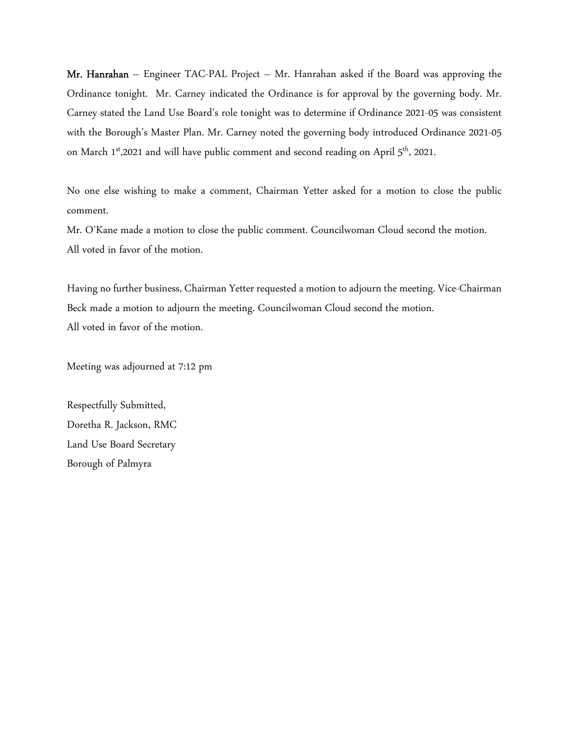**Mr. Hanrahan** – Engineer TAC-PAL Project – Mr. Hanrahan asked if the Board was approving the Ordinance tonight. Mr. Carney indicated the Ordinance is for approval by the governing body. Mr. Carney stated the Land Use Board's role tonight was to determine if Ordinance 2021-05 was consistent with the Borough's Master Plan. Mr. Carney noted the governing body introduced Ordinance 2021-05 on March 1st,2021 and will have public comment and second reading on April 5th, 2021.

No one else wishing to make a comment, Chairman Yetter asked for a motion to close the public comment.
Mr. O'Kane made a motion to close the public comment. Councilwoman Cloud second the motion.
All voted in favor of the motion.

Having no further business, Chairman Yetter requested a motion to adjourn the meeting. Vice-Chairman Beck made a motion to adjourn the meeting. Councilwoman Cloud second the motion.
All voted in favor of the motion.

Meeting was adjourned at 7:12 pm

Respectfully Submitted,
Doretha R. Jackson, RMC
Land Use Board Secretary
Borough of Palmyra